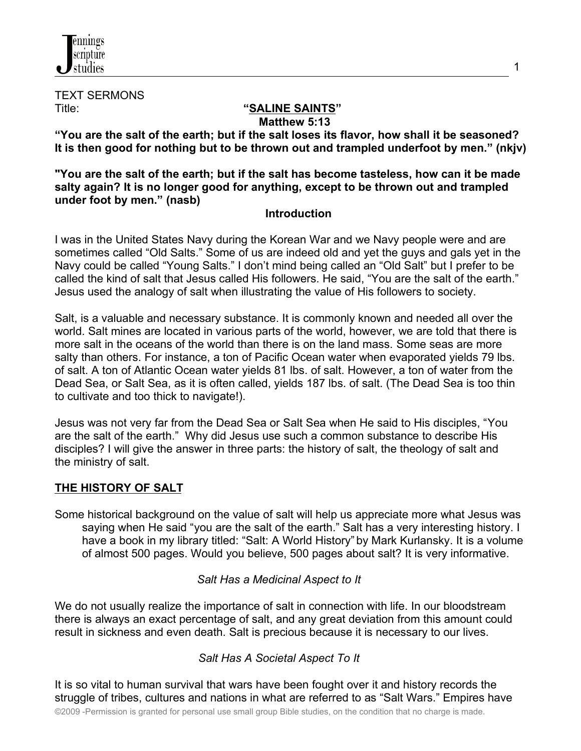TEXT SERMONS

Title: **"<u>SALINE SAINTS</u>"**

**Matthew 5:13**

**"You are the salt of the earth; but if the salt loses its flavor, how shall it be seasoned? It is then good for nothing but to be thrown out and trampled underfoot by men." (nkjv)**

**"You are the salt of the earth; but if the salt has become tasteless, how can it be made salty again? It is no longer good for anything, except to be thrown out and trampled under foot by men." (nasb)**

**Introduction**

I was in the United States Navy during the Korean War and we Navy people were and are sometimes called "Old Salts." Some of us are indeed old and yet the guys and gals yet in the Navy could be called "Young Salts." I don't mind being called an "Old Salt" but I prefer to be called the kind of salt that Jesus called His followers. He said, "You are the salt of the earth." Jesus used the analogy of salt when illustrating the value of His followers to society.

Salt, is a valuable and necessary substance. It is commonly known and needed all over the world. Salt mines are located in various parts of the world, however, we are told that there is more salt in the oceans of the world than there is on the land mass. Some seas are more salty than others. For instance, a ton of Pacific Ocean water when evaporated yields 79 lbs. of salt. A ton of Atlantic Ocean water yields 81 lbs. of salt. However, a ton of water from the Dead Sea, or Salt Sea, as it is often called, yields 187 lbs. of salt. (The Dead Sea is too thin to cultivate and too thick to navigate!).

Jesus was not very far from the Dead Sea or Salt Sea when He said to His disciples, "You are the salt of the earth." Why did Jesus use such a common substance to describe His disciples? I will give the answer in three parts: the history of salt, the theology of salt and the ministry of salt.

## <u>THE HISTORY OF SALT</u>

Some historical background on the value of salt will help us appreciate more what Jesus was saying when He said "you are the salt of the earth." Salt has a very interesting history. I have a book in my library titled: "Salt: A World History" by Mark Kurlansky. It is a volume of almost 500 pages. Would you believe, 500 pages about salt? It is very informative.

*Salt Has a Medicinal Aspect to It*

We do not usually realize the importance of salt in connection with life. In our bloodstream there is always an exact percentage of salt, and any great deviation from this amount could result in sickness and even death. Salt is precious because it is necessary to our lives.

*Salt Has A Societal Aspect To It*

It is so vital to human survival that wars have been fought over it and history records the struggle of tribes, cultures and nations in what are referred to as "Salt Wars." Empires have

©2009 -Permission is granted for personal use small group Bible studies, on the condition that no charge is made.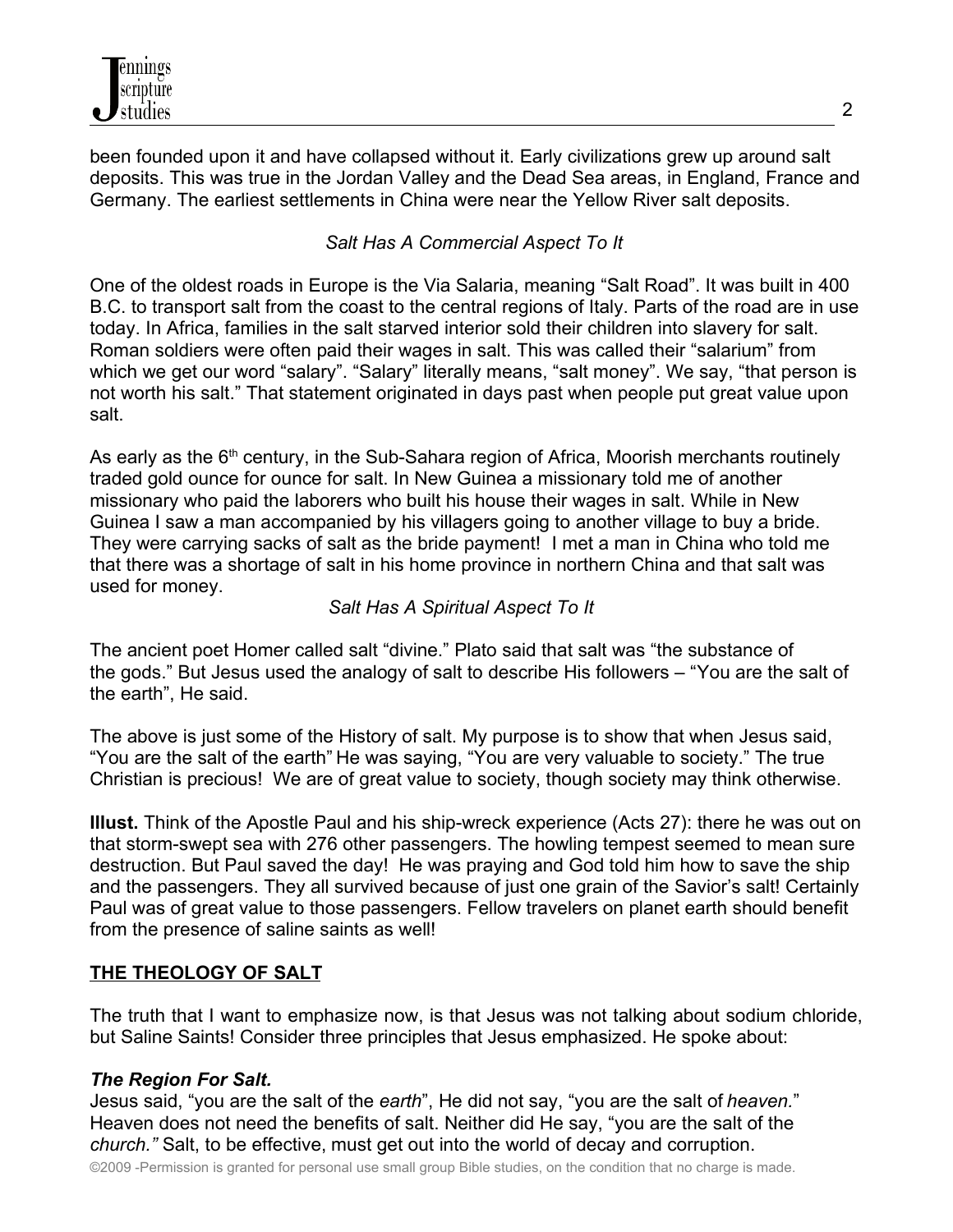been founded upon it and have collapsed without it. Early civilizations grew up around salt deposits. This was true in the Jordan Valley and the Dead Sea areas, in England, France and Germany. The earliest settlements in China were near the Yellow River salt deposits.

*Salt Has A Commercial Aspect To It*

One of the oldest roads in Europe is the Via Salaria, meaning "Salt Road". It was built in 400 B.C. to transport salt from the coast to the central regions of Italy. Parts of the road are in use today. In Africa, families in the salt starved interior sold their children into slavery for salt. Roman soldiers were often paid their wages in salt. This was called their "salarium" from which we get our word "salary". "Salary" literally means, "salt money". We say, "that person is not worth his salt." That statement originated in days past when people put great value upon salt.

As early as the 6th century, in the Sub-Sahara region of Africa, Moorish merchants routinely traded gold ounce for ounce for salt. In New Guinea a missionary told me of another missionary who paid the laborers who built his house their wages in salt. While in New Guinea I saw a man accompanied by his villagers going to another village to buy a bride. They were carrying sacks of salt as the bride payment! I met a man in China who told me that there was a shortage of salt in his home province in northern China and that salt was used for money.

*Salt Has A Spiritual Aspect To It*

The ancient poet Homer called salt "divine." Plato said that salt was "the substance of the gods." But Jesus used the analogy of salt to describe His followers – "You are the salt of the earth", He said.

The above is just some of the History of salt. My purpose is to show that when Jesus said, "You are the salt of the earth" He was saying, "You are very valuable to society." The true Christian is precious! We are of great value to society, though society may think otherwise.

**Illust.** Think of the Apostle Paul and his ship-wreck experience (Acts 27): there he was out on that storm-swept sea with 276 other passengers. The howling tempest seemed to mean sure destruction. But Paul saved the day! He was praying and God told him how to save the ship and the passengers. They all survived because of just one grain of the Savior's salt! Certainly Paul was of great value to those passengers. Fellow travelers on planet earth should benefit from the presence of saline saints as well!

## THE THEOLOGY OF SALT

The truth that I want to emphasize now, is that Jesus was not talking about sodium chloride, but Saline Saints! Consider three principles that Jesus emphasized. He spoke about:

### *The Region For Salt.*

Jesus said, "you are the salt of the *earth*", He did not say, "you are the salt of *heaven.*" Heaven does not need the benefits of salt. Neither did He say, "you are the salt of the *church."* Salt, to be effective, must get out into the world of decay and corruption.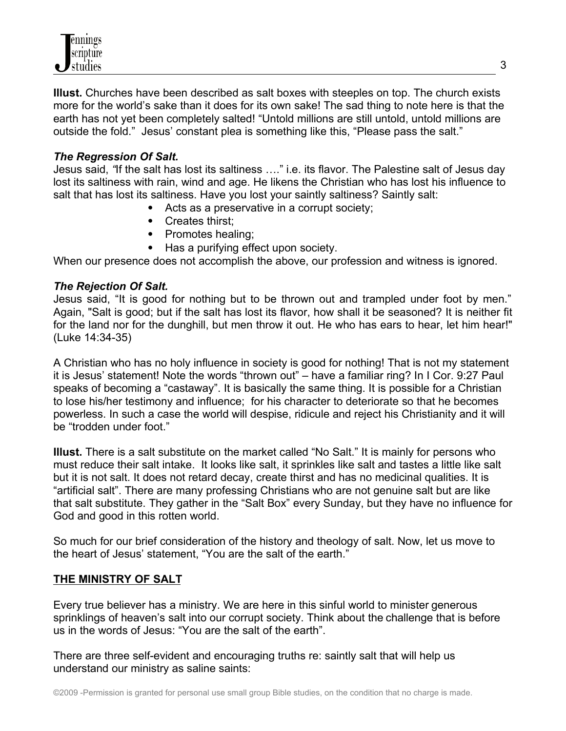**Illust.** Churches have been described as salt boxes with steeples on top. The church exists more for the world's sake than it does for its own sake! The sad thing to note here is that the earth has not yet been completely salted! "Untold millions are still untold, untold millions are outside the fold." Jesus' constant plea is something like this, "Please pass the salt."

***The Regression Of Salt.***

Jesus said, "If the salt has lost its saltiness …." i.e. its flavor. The Palestine salt of Jesus day lost its saltiness with rain, wind and age. He likens the Christian who has lost his influence to salt that has lost its saltiness. Have you lost your saintly saltiness? Saintly salt:

- Acts as a preservative in a corrupt society;
- Creates thirst;
- Promotes healing;
- Has a purifying effect upon society.

When our presence does not accomplish the above, our profession and witness is ignored.

***The Rejection Of Salt.***

Jesus said, "It is good for nothing but to be thrown out and trampled under foot by men." Again, "Salt is good; but if the salt has lost its flavor, how shall it be seasoned? It is neither fit for the land nor for the dunghill, but men throw it out. He who has ears to hear, let him hear!" (Luke 14:34-35)

A Christian who has no holy influence in society is good for nothing! That is not my statement it is Jesus' statement! Note the words "thrown out" – have a familiar ring? In I Cor. 9:27 Paul speaks of becoming a "castaway". It is basically the same thing. It is possible for a Christian to lose his/her testimony and influence; for his character to deteriorate so that he becomes powerless. In such a case the world will despise, ridicule and reject his Christianity and it will be "trodden under foot."

**Illust.** There is a salt substitute on the market called "No Salt." It is mainly for persons who must reduce their salt intake. It looks like salt, it sprinkles like salt and tastes a little like salt but it is not salt. It does not retard decay, create thirst and has no medicinal qualities. It is "artificial salt". There are many professing Christians who are not genuine salt but are like that salt substitute. They gather in the "Salt Box" every Sunday, but they have no influence for God and good in this rotten world.

So much for our brief consideration of the history and theology of salt. Now, let us move to the heart of Jesus' statement, "You are the salt of the earth."

## THE MINISTRY OF SALT

Every true believer has a ministry. We are here in this sinful world to minister generous sprinklings of heaven's salt into our corrupt society. Think about the challenge that is before us in the words of Jesus: "You are the salt of the earth".

There are three self-evident and encouraging truths re: saintly salt that will help us understand our ministry as saline saints: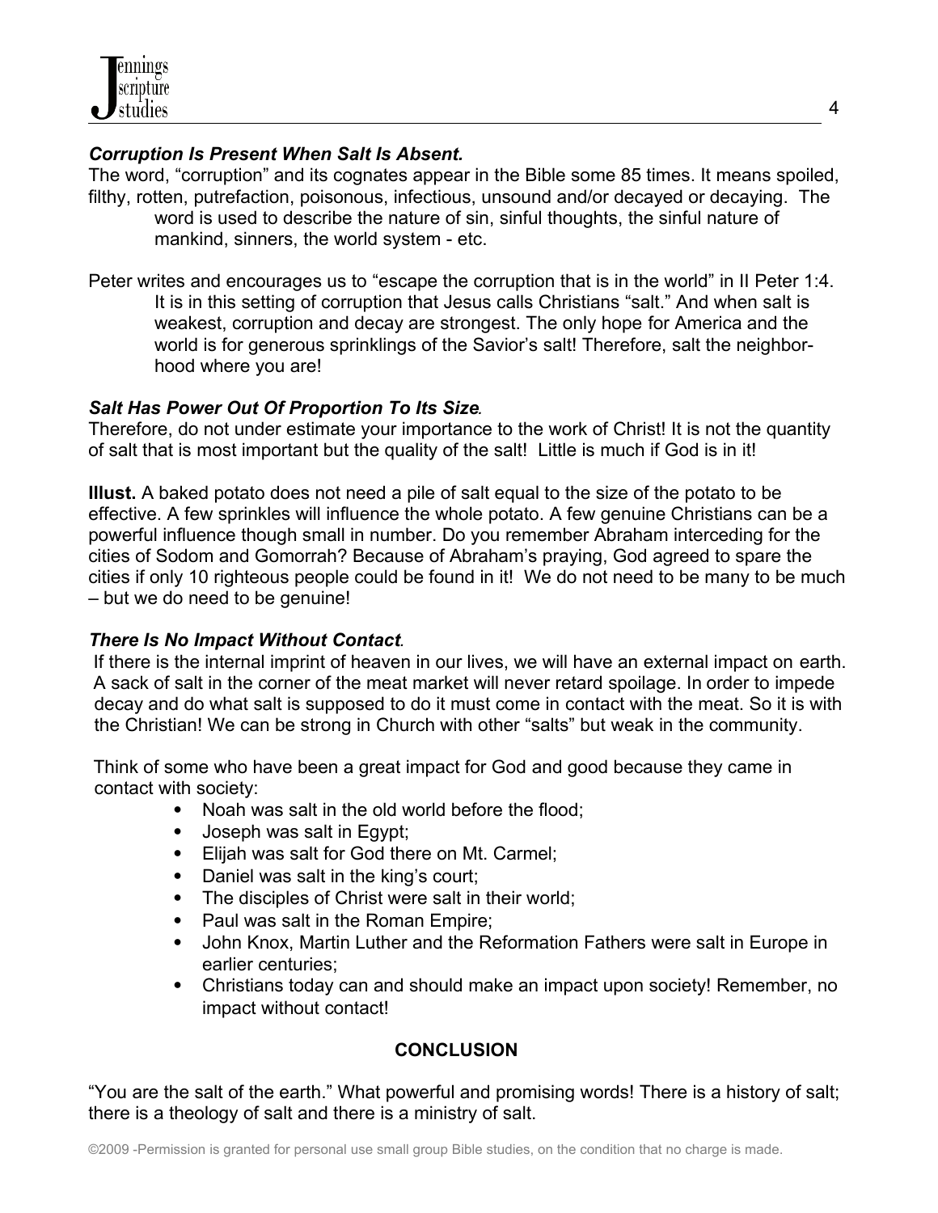***Corruption Is Present When Salt Is Absent.***

The word, "corruption" and its cognates appear in the Bible some 85 times. It means spoiled, filthy, rotten, putrefaction, poisonous, infectious, unsound and/or decayed or decaying. The word is used to describe the nature of sin, sinful thoughts, the sinful nature of mankind, sinners, the world system - etc.

Peter writes and encourages us to "escape the corruption that is in the world" in II Peter 1:4. It is in this setting of corruption that Jesus calls Christians "salt." And when salt is weakest, corruption and decay are strongest. The only hope for America and the world is for generous sprinklings of the Savior's salt! Therefore, salt the neighbor-hood where you are!

***Salt Has Power Out Of Proportion To Its Size.***

Therefore, do not under estimate your importance to the work of Christ! It is not the quantity of salt that is most important but the quality of the salt! Little is much if God is in it!

**Illust.** A baked potato does not need a pile of salt equal to the size of the potato to be effective. A few sprinkles will influence the whole potato. A few genuine Christians can be a powerful influence though small in number. Do you remember Abraham interceding for the cities of Sodom and Gomorrah? Because of Abraham's praying, God agreed to spare the cities if only 10 righteous people could be found in it! We do not need to be many to be much – but we do need to be genuine!

***There Is No Impact Without Contact.***

If there is the internal imprint of heaven in our lives, we will have an external impact on earth. A sack of salt in the corner of the meat market will never retard spoilage. In order to impede decay and do what salt is supposed to do it must come in contact with the meat. So it is with the Christian! We can be strong in Church with other "salts" but weak in the community.

Think of some who have been a great impact for God and good because they came in contact with society:

- Noah was salt in the old world before the flood;
- Joseph was salt in Egypt;
- Elijah was salt for God there on Mt. Carmel;
- Daniel was salt in the king's court;
- The disciples of Christ were salt in their world;
- Paul was salt in the Roman Empire;
- John Knox, Martin Luther and the Reformation Fathers were salt in Europe in earlier centuries;
- Christians today can and should make an impact upon society! Remember, no impact without contact!

## CONCLUSION

"You are the salt of the earth." What powerful and promising words! There is a history of salt; there is a theology of salt and there is a ministry of salt.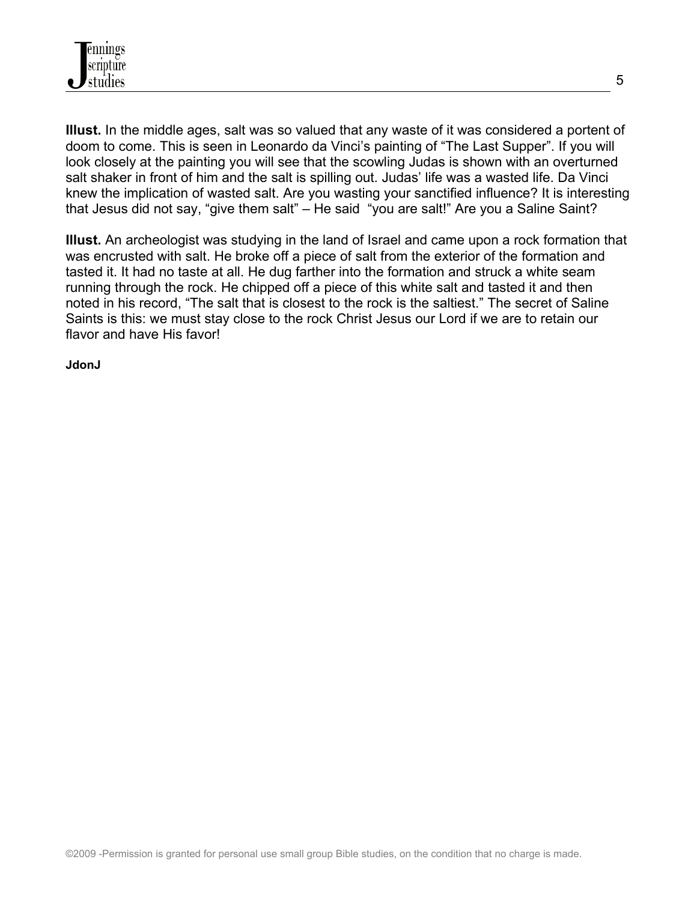**Illust.** In the middle ages, salt was so valued that any waste of it was considered a portent of doom to come. This is seen in Leonardo da Vinci's painting of "The Last Supper". If you will look closely at the painting you will see that the scowling Judas is shown with an overturned salt shaker in front of him and the salt is spilling out. Judas' life was a wasted life. Da Vinci knew the implication of wasted salt. Are you wasting your sanctified influence? It is interesting that Jesus did not say, "give them salt" – He said "you are salt!" Are you a Saline Saint?

**Illust.** An archeologist was studying in the land of Israel and came upon a rock formation that was encrusted with salt. He broke off a piece of salt from the exterior of the formation and tasted it. It had no taste at all. He dug farther into the formation and struck a white seam running through the rock. He chipped off a piece of this white salt and tasted it and then noted in his record, "The salt that is closest to the rock is the saltiest." The secret of Saline Saints is this: we must stay close to the rock Christ Jesus our Lord if we are to retain our flavor and have His favor!

**JdonJ**

©2009 -Permission is granted for personal use small group Bible studies, on the condition that no charge is made.